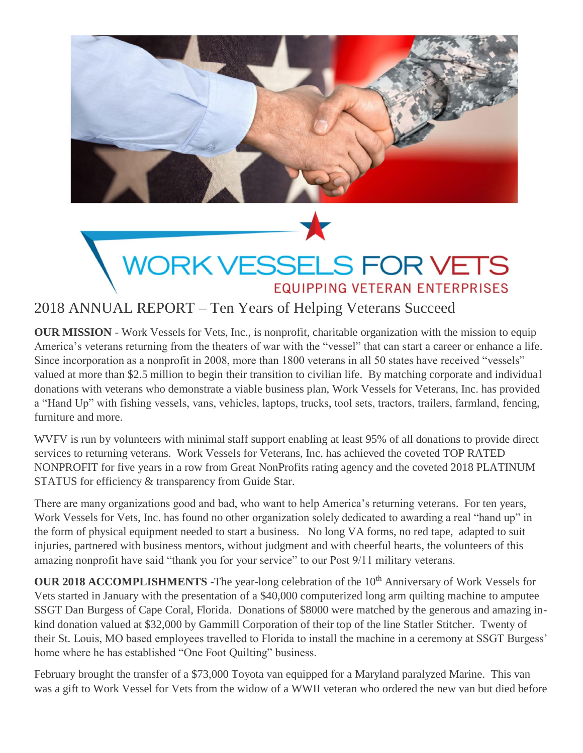# WORK VESSELS FOR VETS

EQUIPPING VETERAN ENTERPRISES

## 2018 ANNUAL REPORT – Ten Years of Helping Veterans Succeed

**OUR MISSION** - Work Vessels for Vets, Inc., is nonprofit, charitable organization with the mission to equip America's veterans returning from the theaters of war with the "vessel" that can start a career or enhance a life. Since incorporation as a nonprofit in 2008, more than 1800 veterans in all 50 states have received "vessels" valued at more than $2.5 million to begin their transition to civilian life. By matching corporate and individual donations with veterans who demonstrate a viable business plan, Work Vessels for Veterans, Inc. has provided a "Hand Up" with fishing vessels, vans, vehicles, laptops, trucks, tool sets, tractors, trailers, farmland, fencing, furniture and more.

WVFV is run by volunteers with minimal staff support enabling at least 95% of all donations to provide direct services to returning veterans. Work Vessels for Veterans, Inc. has achieved the coveted TOP RATED NONPROFIT for five years in a row from Great NonProfits rating agency and the coveted 2018 PLATINUM STATUS for efficiency & transparency from Guide Star.

There are many organizations good and bad, who want to help America's returning veterans. For ten years, Work Vessels for Vets, Inc. has found no other organization solely dedicated to awarding a real "hand up" in the form of physical equipment needed to start a business. No long VA forms, no red tape, adapted to suit injuries, partnered with business mentors, without judgment and with cheerful hearts, the volunteers of this amazing nonprofit have said "thank you for your service" to our Post 9/11 military veterans.

**OUR 2018 ACCOMPLISHMENTS** -The year-long celebration of the 10th Anniversary of Work Vessels for Vets started in January with the presentation of a $40,000 computerized long arm quilting machine to amputee SSGT Dan Burgess of Cape Coral, Florida. Donations of $8000 were matched by the generous and amazing in-kind donation valued at $32,000 by Gammill Corporation of their top of the line Statler Stitcher. Twenty of their St. Louis, MO based employees travelled to Florida to install the machine in a ceremony at SSGT Burgess' home where he has established "One Foot Quilting" business.

February brought the transfer of a $73,000 Toyota van equipped for a Maryland paralyzed Marine. This van was a gift to Work Vessel for Vets from the widow of a WWII veteran who ordered the new van but died before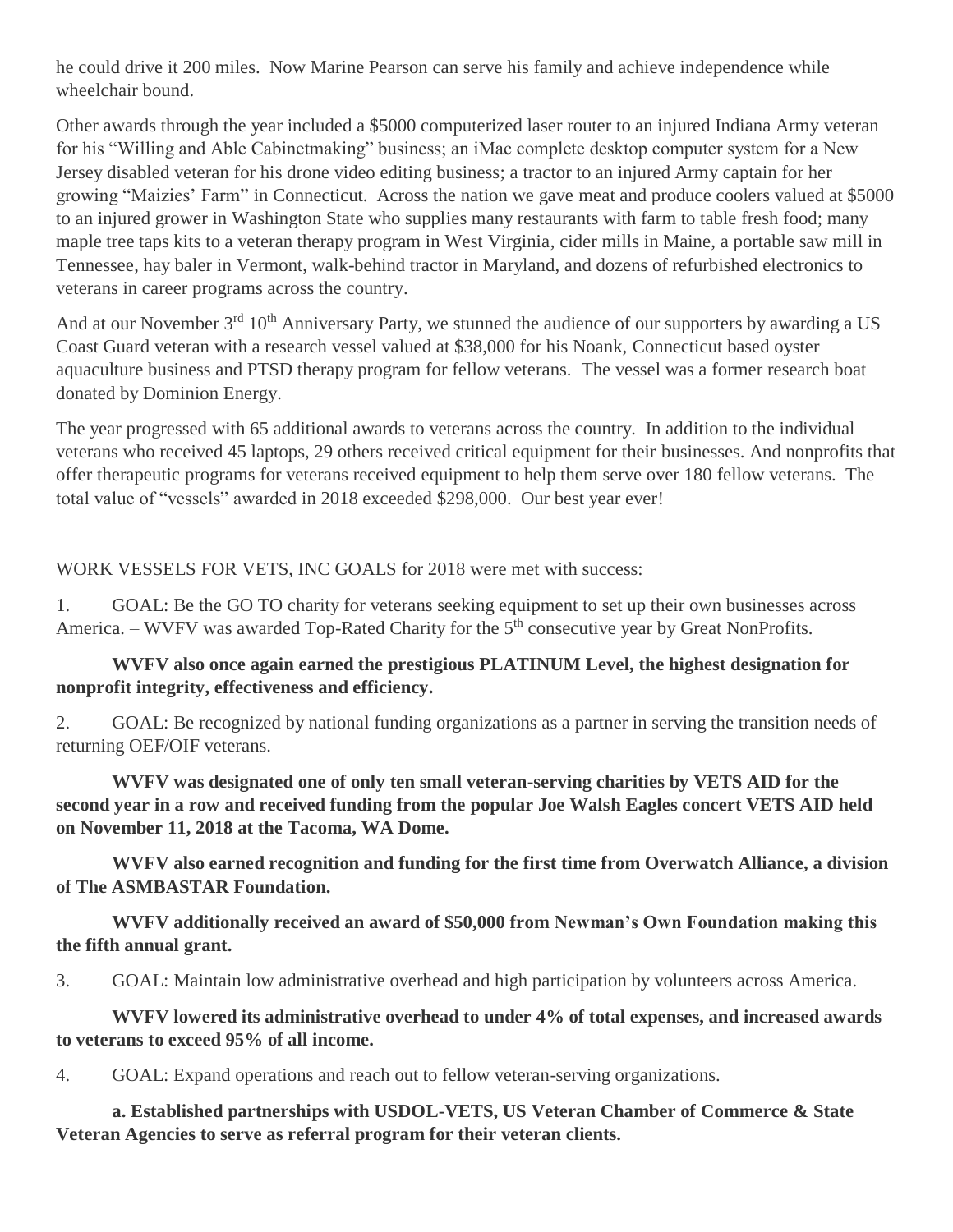he could drive it 200 miles. Now Marine Pearson can serve his family and achieve independence while wheelchair bound.

Other awards through the year included a $5000 computerized laser router to an injured Indiana Army veteran for his "Willing and Able Cabinetmaking" business; an iMac complete desktop computer system for a New Jersey disabled veteran for his drone video editing business; a tractor to an injured Army captain for her growing "Maizies' Farm" in Connecticut. Across the nation we gave meat and produce coolers valued at $5000 to an injured grower in Washington State who supplies many restaurants with farm to table fresh food; many maple tree taps kits to a veteran therapy program in West Virginia, cider mills in Maine, a portable saw mill in Tennessee, hay baler in Vermont, walk-behind tractor in Maryland, and dozens of refurbished electronics to veterans in career programs across the country.

And at our November 3rd 10th Anniversary Party, we stunned the audience of our supporters by awarding a US Coast Guard veteran with a research vessel valued at $38,000 for his Noank, Connecticut based oyster aquaculture business and PTSD therapy program for fellow veterans. The vessel was a former research boat donated by Dominion Energy.

The year progressed with 65 additional awards to veterans across the country. In addition to the individual veterans who received 45 laptops, 29 others received critical equipment for their businesses. And nonprofits that offer therapeutic programs for veterans received equipment to help them serve over 180 fellow veterans. The total value of "vessels" awarded in 2018 exceeded $298,000. Our best year ever!

WORK VESSELS FOR VETS, INC GOALS for 2018 were met with success:

1. GOAL: Be the GO TO charity for veterans seeking equipment to set up their own businesses across America. – WVFV was awarded Top-Rated Charity for the 5th consecutive year by Great NonProfits.

   **WVFV also once again earned the prestigious PLATINUM Level, the highest designation for nonprofit integrity, effectiveness and efficiency.**

2. GOAL: Be recognized by national funding organizations as a partner in serving the transition needs of returning OEF/OIF veterans.

   **WVFV was designated one of only ten small veteran-serving charities by VETS AID for the second year in a row and received funding from the popular Joe Walsh Eagles concert VETS AID held on November 11, 2018 at the Tacoma, WA Dome.**

   **WVFV also earned recognition and funding for the first time from Overwatch Alliance, a division of The ASMBASTAR Foundation.**

   **WVFV additionally received an award of $50,000 from Newman's Own Foundation making this the fifth annual grant.**

3. GOAL: Maintain low administrative overhead and high participation by volunteers across America.

   **WVFV lowered its administrative overhead to under 4% of total expenses, and increased awards to veterans to exceed 95% of all income.**

4. GOAL: Expand operations and reach out to fellow veteran-serving organizations.

   **a. Established partnerships with USDOL-VETS, US Veteran Chamber of Commerce & State Veteran Agencies to serve as referral program for their veteran clients.**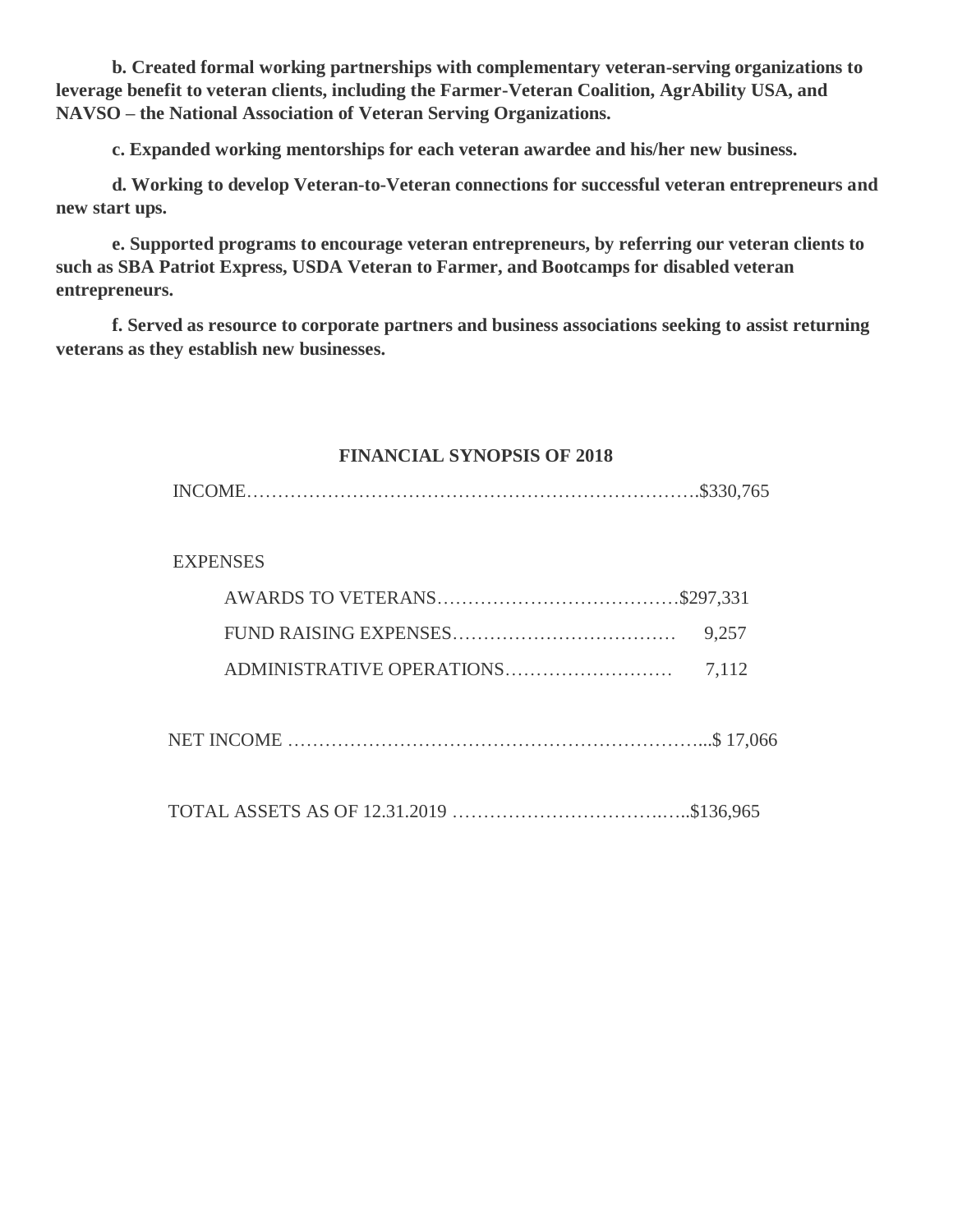**b. Created formal working partnerships with complementary veteran-serving organizations to leverage benefit to veteran clients, including the Farmer-Veteran Coalition, AgrAbility USA, and NAVSO – the National Association of Veteran Serving Organizations.**

**c. Expanded working mentorships for each veteran awardee and his/her new business.**

**d. Working to develop Veteran-to-Veteran connections for successful veteran entrepreneurs and new start ups.**

**e. Supported programs to encourage veteran entrepreneurs, by referring our veteran clients to such as SBA Patriot Express, USDA Veteran to Farmer, and Bootcamps for disabled veteran entrepreneurs.**

**f. Served as resource to corporate partners and business associations seeking to assist returning veterans as they establish new businesses.**

**FINANCIAL SYNOPSIS OF 2018**

INCOME……………………………………………………………….$330,765

EXPENSES

- AWARDS TO VETERANS…………………………………$297,331
- FUND RAISING EXPENSES……………………………… 9,257
- ADMINISTRATIVE OPERATIONS……………………… 7,112

NET INCOME ………………………………………………………...$ 17,066

TOTAL ASSETS AS OF 12.31.2019 ………………………………..…..$136,965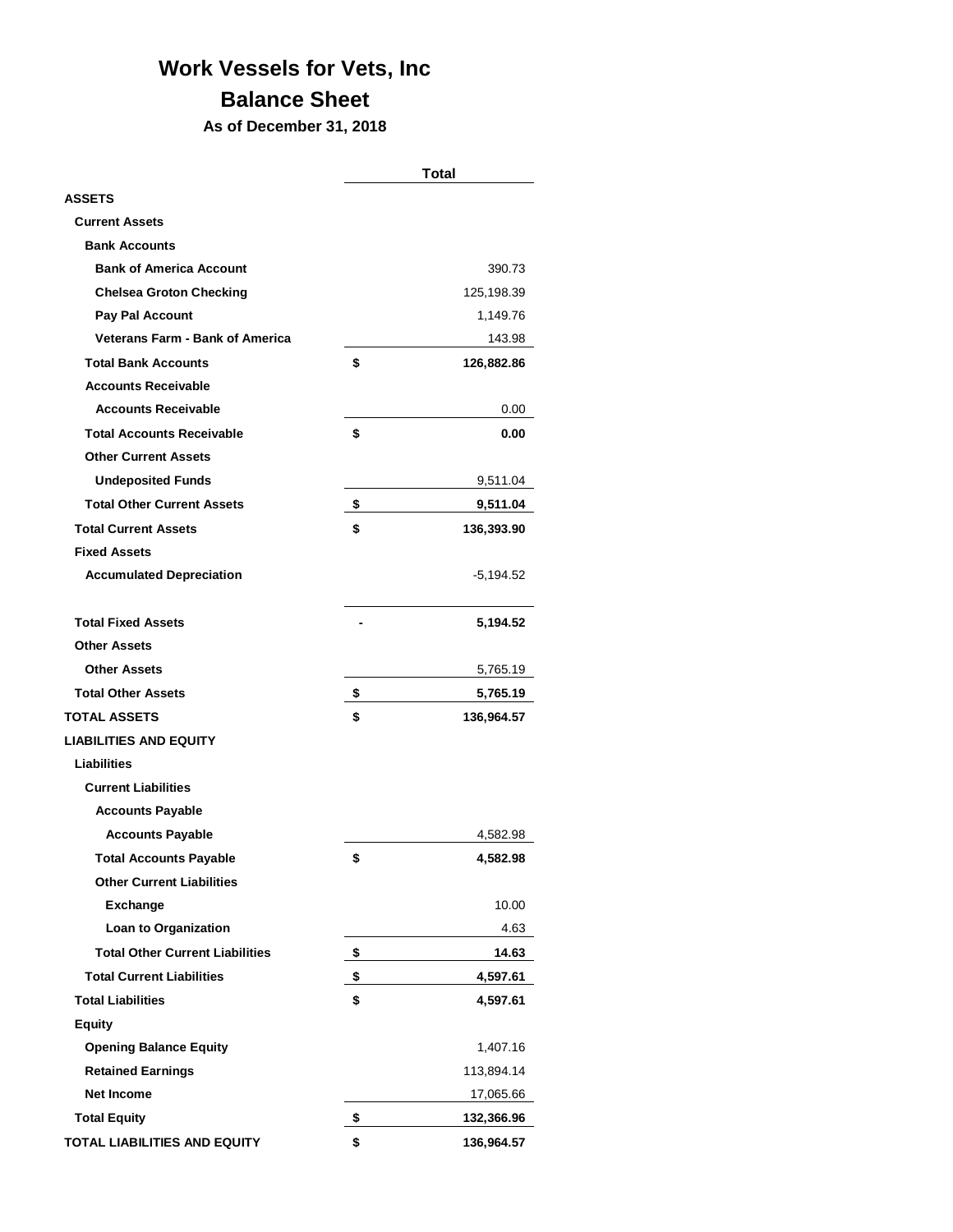# Work Vessels for Vets, Inc

## Balance Sheet

### As of December 31, 2018

| | | Total |
|---|---|---|
| **ASSETS** | | |
| **Current Assets** | | |
| **Bank Accounts** | | |
| **Bank of America Account** | | 390.73 |
| **Chelsea Groton Checking** | | 125,198.39 |
| **Pay Pal Account** | | 1,149.76 |
| **Veterans Farm - Bank of America** | | 143.98 |
| **Total Bank Accounts** | **$** | **126,882.86** |
| **Accounts Receivable** | | |
| **Accounts Receivable** | | 0.00 |
| **Total Accounts Receivable** | **$** | **0.00** |
| **Other Current Assets** | | |
| **Undeposited Funds** | | 9,511.04 |
| **Total Other Current Assets** | **$** | **9,511.04** |
| **Total Current Assets** | **$** | **136,393.90** |
| **Fixed Assets** | | |
| **Accumulated Depreciation** | | -5,194.52 |
| **Total Fixed Assets** | **-** | **5,194.52** |
| **Other Assets** | | |
| **Other Assets** | | 5,765.19 |
| **Total Other Assets** | **$** | **5,765.19** |
| **TOTAL ASSETS** | **$** | **136,964.57** |
| **LIABILITIES AND EQUITY** | | |
| **Liabilities** | | |
| **Current Liabilities** | | |
| **Accounts Payable** | | |
| **Accounts Payable** | | 4,582.98 |
| **Total Accounts Payable** | **$** | **4,582.98** |
| **Other Current Liabilities** | | |
| **Exchange** | | 10.00 |
| **Loan to Organization** | | 4.63 |
| **Total Other Current Liabilities** | **$** | **14.63** |
| **Total Current Liabilities** | **$** | **4,597.61** |
| **Total Liabilities** | **$** | **4,597.61** |
| **Equity** | | |
| **Opening Balance Equity** | | 1,407.16 |
| **Retained Earnings** | | 113,894.14 |
| **Net Income** | | 17,065.66 |
| **Total Equity** | **$** | **132,366.96** |
| **TOTAL LIABILITIES AND EQUITY** | **$** | **136,964.57** |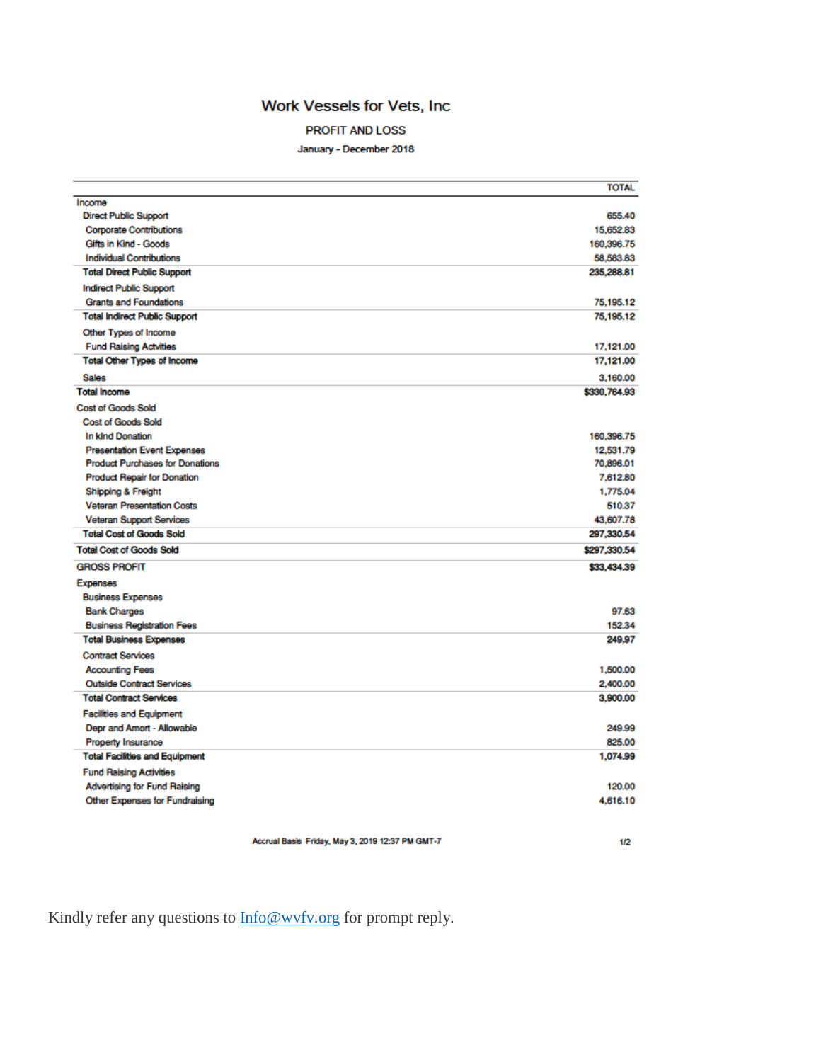# Work Vessels for Vets, Inc

## PROFIT AND LOSS

January - December 2018

| | TOTAL |
|---|---|
| Income | |
| Direct Public Support | 655.40 |
| Corporate Contributions | 15,652.83 |
| Gifts in Kind - Goods | 160,396.75 |
| Individual Contributions | 58,583.83 |
| **Total Direct Public Support** | **235,288.81** |
| Indirect Public Support | |
| Grants and Foundations | 75,195.12 |
| **Total Indirect Public Support** | **75,195.12** |
| Other Types of Income | |
| Fund Raising Actvities | 17,121.00 |
| **Total Other Types of Income** | **17,121.00** |
| Sales | 3,160.00 |
| **Total Income** | **$330,764.93** |
| Cost of Goods Sold | |
| Cost of Goods Sold | |
| In kind Donation | 160,396.75 |
| Presentation Event Expenses | 12,531.79 |
| Product Purchases for Donations | 70,896.01 |
| Product Repair for Donation | 7,612.80 |
| Shipping & Freight | 1,775.04 |
| Veteran Presentation Costs | 510.37 |
| Veteran Support Services | 43,607.78 |
| **Total Cost of Goods Sold** | **297,330.54** |
| **Total Cost of Goods Sold** | **$297,330.54** |
| GROSS PROFIT | **$33,434.39** |
| Expenses | |
| Business Expenses | |
| Bank Charges | 97.63 |
| Business Registration Fees | 152.34 |
| **Total Business Expenses** | **249.97** |
| Contract Services | |
| Accounting Fees | 1,500.00 |
| Outside Contract Services | 2,400.00 |
| **Total Contract Services** | **3,900.00** |
| Facilities and Equipment | |
| Depr and Amort - Allowable | 249.99 |
| Property Insurance | 825.00 |
| **Total Facilities and Equipment** | **1,074.99** |
| Fund Raising Activities | |
| Advertising for Fund Raising | 120.00 |
| Other Expenses for Fundraising | 4,616.10 |

Accrual Basis Friday, May 3, 2019 12:37 PM GMT-7

Kindly refer any questions to [Info@wvfv.org](mailto:Info@wvfv.org) for prompt reply.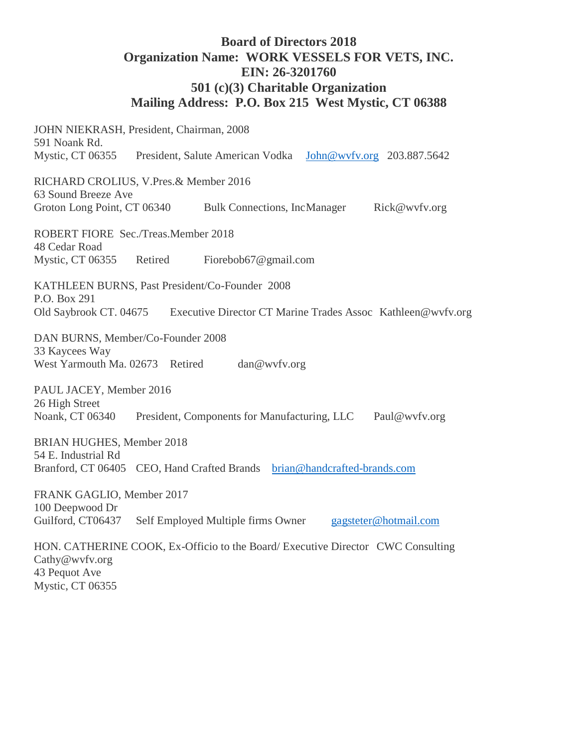# Board of Directors 2018
# Organization Name: WORK VESSELS FOR VETS, INC.
# EIN: 26-3201760
# 501 (c)(3) Charitable Organization
# Mailing Address: P.O. Box 215 West Mystic, CT 06388

JOHN NIEKRASH, President, Chairman, 2008
591 Noank Rd.
Mystic, CT 06355 President, Salute American Vodka John@wvfv.org 203.887.5642

RICHARD CROLIUS, V.Pres.& Member 2016
63 Sound Breeze Ave
Groton Long Point, CT 06340 Bulk Connections, IncManager Rick@wvfv.org

ROBERT FIORE Sec./Treas.Member 2018
48 Cedar Road
Mystic, CT 06355 Retired Fiorebob67@gmail.com

KATHLEEN BURNS, Past President/Co-Founder 2008
P.O. Box 291
Old Saybrook CT. 04675 Executive Director CT Marine Trades Assoc Kathleen@wvfv.org

DAN BURNS, Member/Co-Founder 2008
33 Kaycees Way
West Yarmouth Ma. 02673 Retired dan@wvfv.org

PAUL JACEY, Member 2016
26 High Street
Noank, CT 06340 President, Components for Manufacturing, LLC Paul@wvfv.org

BRIAN HUGHES, Member 2018
54 E. Industrial Rd
Branford, CT 06405 CEO, Hand Crafted Brands brian@handcrafted-brands.com

FRANK GAGLIO, Member 2017
100 Deepwood Dr
Guilford, CT06437 Self Employed Multiple firms Owner gagsteter@hotmail.com

HON. CATHERINE COOK, Ex-Officio to the Board/ Executive Director CWC Consulting
Cathy@wvfv.org
43 Pequot Ave
Mystic, CT 06355